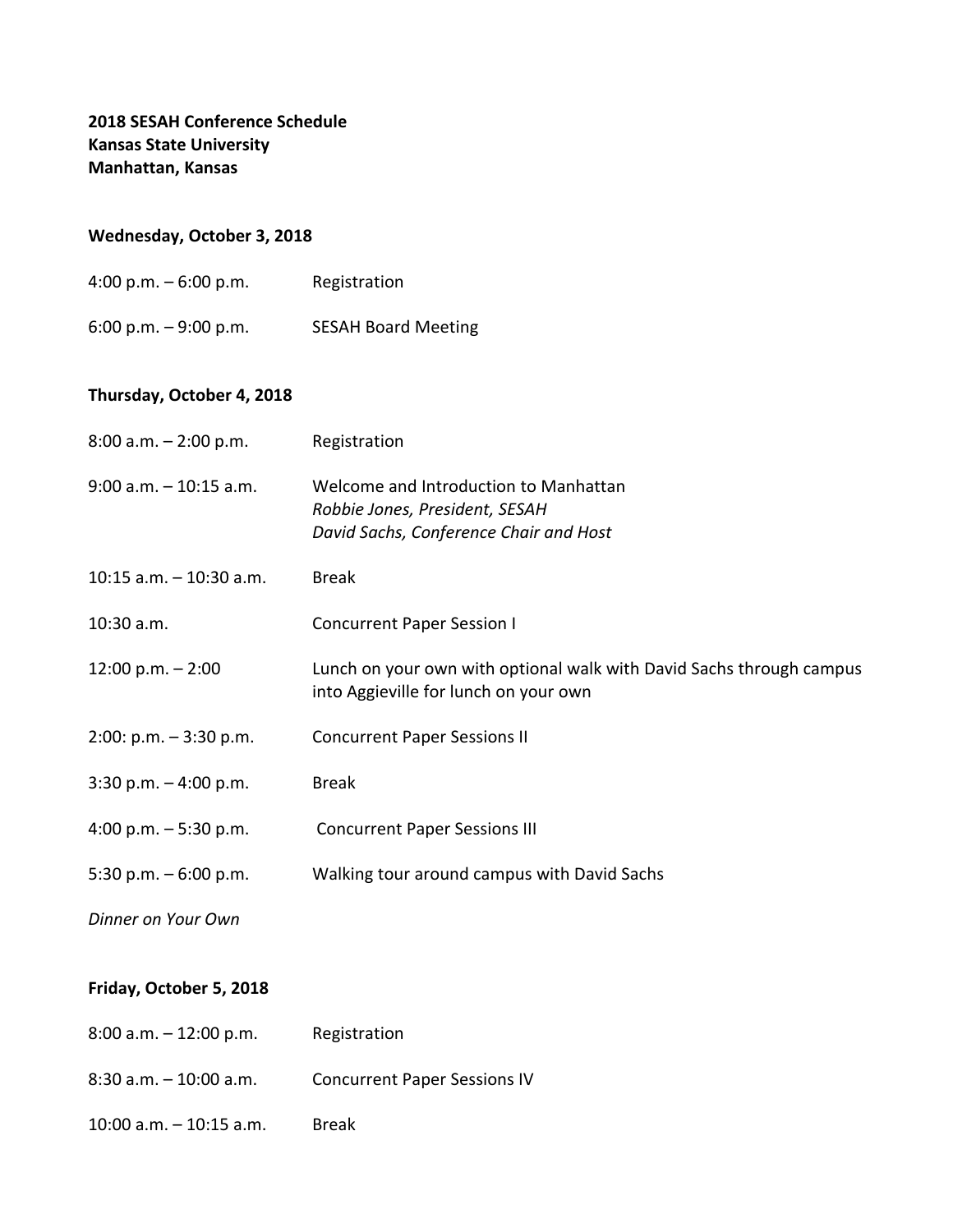**2018 SESAH Conference Schedule**
**Kansas State University**
**Manhattan, Kansas**

**Wednesday, October 3, 2018**

| | |
|---|---|
| 4:00 p.m. – 6:00 p.m. | Registration |
| 6:00 p.m. – 9:00 p.m. | SESAH Board Meeting |

**Thursday, October 4, 2018**

| | |
|---|---|
| 8:00 a.m. – 2:00 p.m. | Registration |
| 9:00 a.m. – 10:15 a.m. | Welcome and Introduction to Manhattan<br>*Robbie Jones, President, SESAH*<br>*David Sachs, Conference Chair and Host* |
| 10:15 a.m. – 10:30 a.m. | Break |
| 10:30 a.m. | Concurrent Paper Session I |
| 12:00 p.m. – 2:00 | Lunch on your own with optional walk with David Sachs through campus into Aggieville for lunch on your own |
| 2:00: p.m. – 3:30 p.m. | Concurrent Paper Sessions II |
| 3:30 p.m. – 4:00 p.m. | Break |
| 4:00 p.m. – 5:30 p.m. | Concurrent Paper Sessions III |
| 5:30 p.m. – 6:00 p.m. | Walking tour around campus with David Sachs |

*Dinner on Your Own*

**Friday, October 5, 2018**

| | |
|---|---|
| 8:00 a.m. – 12:00 p.m. | Registration |
| 8:30 a.m. – 10:00 a.m. | Concurrent Paper Sessions IV |
| 10:00 a.m. – 10:15 a.m. | Break |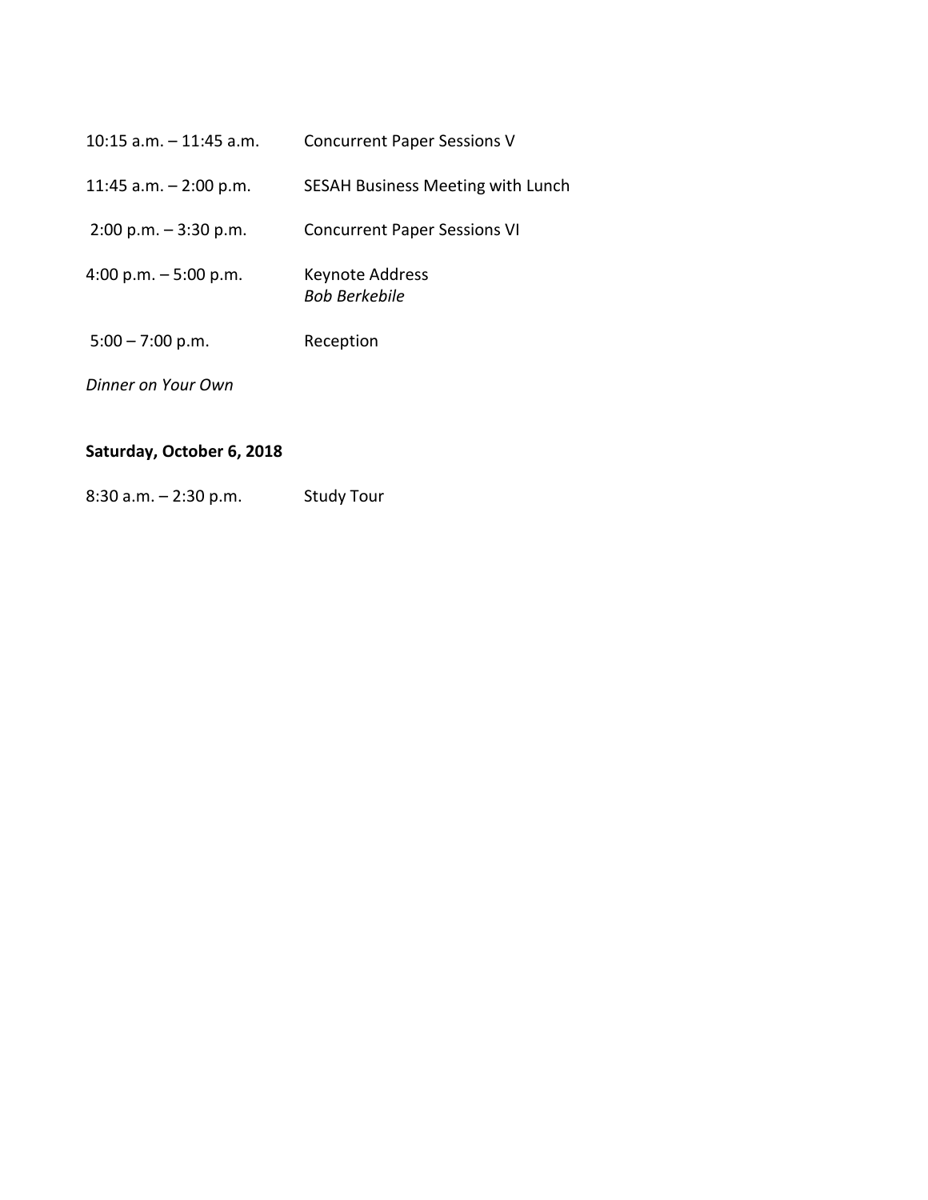| | |
|---|---|
| 10:15 a.m. – 11:45 a.m. | Concurrent Paper Sessions V |
| 11:45 a.m. – 2:00 p.m. | SESAH Business Meeting with Lunch |
| 2:00 p.m. – 3:30 p.m. | Concurrent Paper Sessions VI |
| 4:00 p.m. – 5:00 p.m. | Keynote Address *Bob Berkebile* |
| 5:00 – 7:00 p.m. | Reception |

*Dinner on Your Own*

**Saturday, October 6, 2018**

| | |
|---|---|
| 8:30 a.m. – 2:30 p.m. | Study Tour |